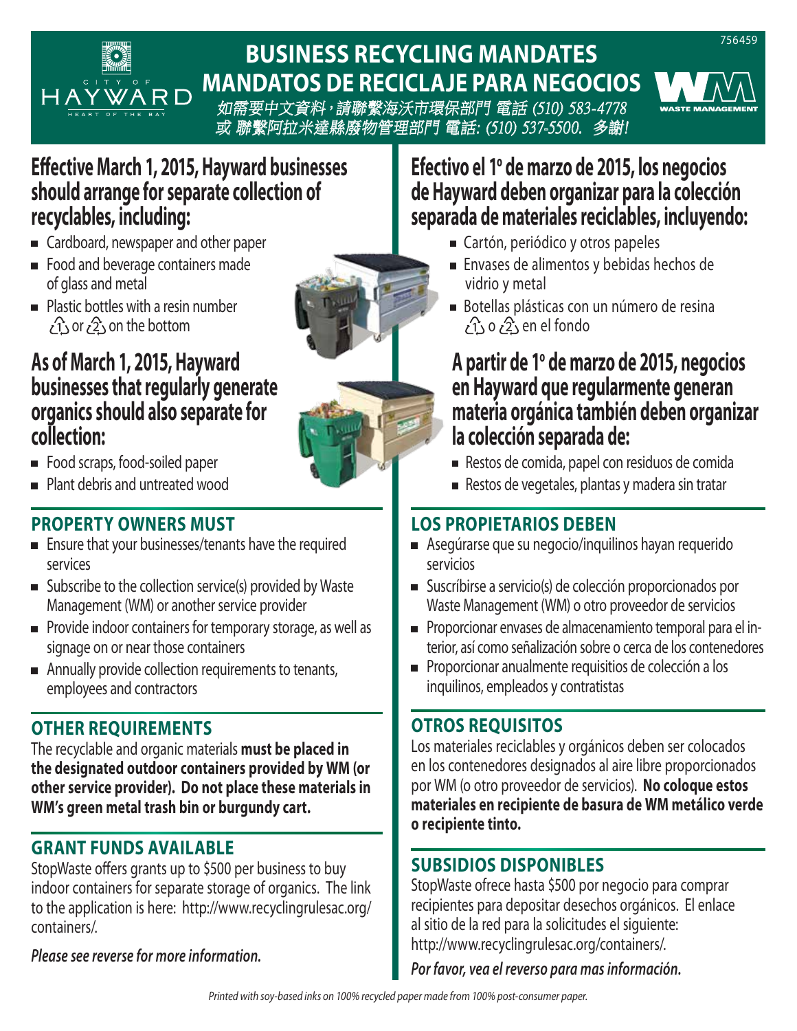756459

# BUSINESS RECYCLING MANDATES

# MANDATOS DE RECICLAJE PARA NEGOCIOS

*如需要中文資料，請聯繫海沃市環保部門 電話 (510) 583-4778 或 聯繫阿拉米達縣廢物管理部門 電話: (510) 537-5500. 多謝!*

## Effective March 1, 2015, Hayward businesses should arrange for separate collection of recyclables, including:

- Cardboard, newspaper and other paper
- Food and beverage containers made of glass and metal
- Plastic bottles with a resin number ♳ or ♴ on the bottom

## As of March 1, 2015, Hayward businesses that regularly generate organics should also separate for collection:

- Food scraps, food-soiled paper
- Plant debris and untreated wood

### PROPERTY OWNERS MUST

- Ensure that your businesses/tenants have the required services
- Subscribe to the collection service(s) provided by Waste Management (WM) or another service provider
- Provide indoor containers for temporary storage, as well as signage on or near those containers
- Annually provide collection requirements to tenants, employees and contractors

### OTHER REQUIREMENTS

The recyclable and organic materials **must be placed in the designated outdoor containers provided by WM (or other service provider). Do not place these materials in WM's green metal trash bin or burgundy cart.**

### GRANT FUNDS AVAILABLE

StopWaste offers grants up to $500 per business to buy indoor containers for separate storage of organics. The link to the application is here: http://www.recyclingrulesac.org/containers/.

***Please see reverse for more information.***

## Efectivo el 1º de marzo de 2015, los negocios de Hayward deben organizar para la colección separada de materiales reciclables, incluyendo:

- Cartón, periódico y otros papeles
- Envases de alimentos y bebidas hechos de vidrio y metal
- Botellas plásticas con un número de resina ♳ o ♴ en el fondo

## A partir de 1º de marzo de 2015, negocios en Hayward que regularmente generan materia orgánica también deben organizar la colección separada de:

- Restos de comida, papel con residuos de comida
- Restos de vegetales, plantas y madera sin tratar

### LOS PROPIETARIOS DEBEN

- Asegúrarse que su negocio/inquilinos hayan requerido servicios
- Suscríbirse a servicio(s) de colección proporcionados por Waste Management (WM) o otro proveedor de servicios
- Proporcionar envases de almacenamiento temporal para el interior, así como señalización sobre o cerca de los contenedores
- Proporcionar anualmente requisitios de colección a los inquilinos, empleados y contratistas

### OTROS REQUISITOS

Los materiales reciclables y orgánicos deben ser colocados en los contenedores designados al aire libre proporcionados por WM (o otro proveedor de servicios). **No coloque estos materiales en recipiente de basura de WM metálico verde o recipiente tinto.**

### SUBSIDIOS DISPONIBLES

StopWaste ofrece hasta $500 por negocio para comprar recipientes para depositar desechos orgánicos. El enlace al sitio de la red para la solicitudes el siguiente: http://www.recyclingrulesac.org/containers/.

***Por favor, vea el reverso para mas información.***

*Printed with soy-based inks on 100% recycled paper made from 100% post-consumer paper.*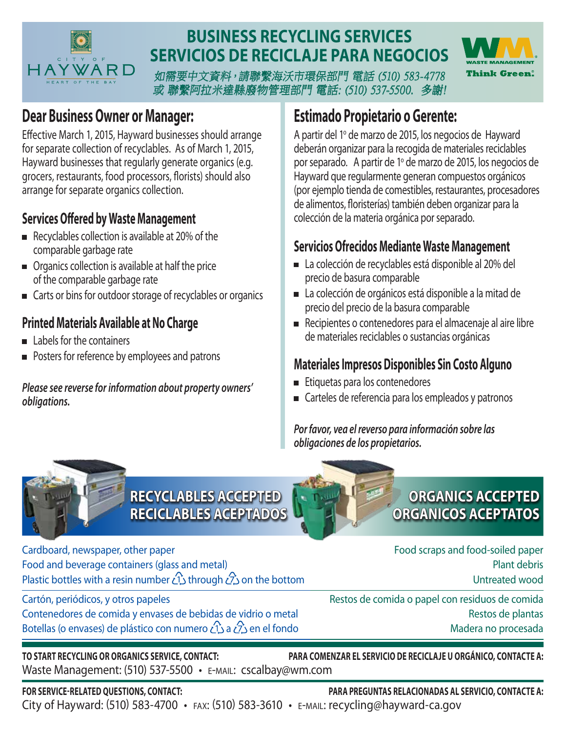# BUSINESS RECYCLING SERVICES
# SERVICIOS DE RECICLAJE PARA NEGOCIOS

*如需要中文資料，請聯繫海沃市環保部門 電話 (510) 583-4778*
*或 聯繫阿拉米達縣廢物管理部門 電話: (510) 537-5500. 多謝!*

WASTE MANAGEMENT
Think Green.

## Dear Business Owner or Manager:

Effective March 1, 2015, Hayward businesses should arrange for separate collection of recyclables. As of March 1, 2015, Hayward businesses that regularly generate organics (e.g. grocers, restaurants, food processors, florists) should also arrange for separate organics collection.

### Services Offered by Waste Management

- Recyclables collection is available at 20% of the comparable garbage rate
- Organics collection is available at half the price of the comparable garbage rate
- Carts or bins for outdoor storage of recyclables or organics

### Printed Materials Available at No Charge

- Labels for the containers
- Posters for reference by employees and patrons

***Please see reverse for information about property owners' obligations.***

## Estimado Propietario o Gerente:

A partir del 1º de marzo de 2015, los negocios de Hayward deberán organizar para la recogida de materiales reciclables por separado. A partir de 1º de marzo de 2015, los negocios de Hayward que regularmente generan compuestos orgánicos (por ejemplo tienda de comestibles, restaurantes, procesadores de alimentos, floristerías) también deben organizar para la colección de la materia orgánica por separado.

### Servicios Ofrecidos Mediante Waste Management

- La colección de recyclables está disponible al 20% del precio de basura comparable
- La colección de orgánicos está disponible a la mitad de precio del precio de la basura comparable
- Recipientes o contenedores para el almacenaje al aire libre de materiales reciclables o sustancias orgánicas

### Materiales Impresos Disponibles Sin Costo Alguno

- Etiquetas para los contenedores
- Carteles de referencia para los empleados y patronos

***Por favor, vea el reverso para información sobre las obligaciones de los propietarios.***

## RECYCLABLES ACCEPTED
## RECICLABLES ACEPTADOS

Cardboard, newspaper, other paper
Food and beverage containers (glass and metal)
Plastic bottles with a resin number 1 through 7 on the bottom

Cartón, periódicos, y otros papeles
Contenedores de comida y envases de bebidas de vidrio o metal
Botellas (o envases) de plástico con numero 1 a 7 en el fondo

## ORGANICS ACCEPTED
## ORGANICOS ACEPTATOS

Food scraps and food-soiled paper
Plant debris
Untreated wood

Restos de comida o papel con residuos de comida
Restos de plantas
Madera no procesada

**TO START RECYCLING OR ORGANICS SERVICE, CONTACT:** **PARA COMENZAR EL SERVICIO DE RECICLAJE U ORGÁNICO, CONTACTE A:**
Waste Management: (510) 537-5500 • E-MAIL: cscalbay@wm.com

**FOR SERVICE-RELATED QUESTIONS, CONTACT:** **PARA PREGUNTAS RELACIONADAS AL SERVICIO, CONTACTE A:**
City of Hayward: (510) 583-4700 • FAX: (510) 583-3610 • E-MAIL: recycling@hayward-ca.gov